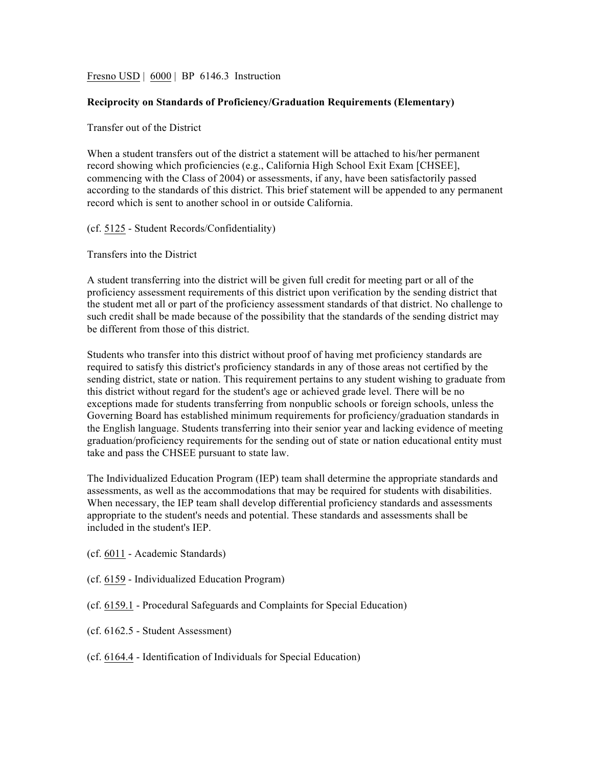Fresno USD | 6000 | BP 6146.3 Instruction

**Reciprocity on Standards of Proficiency/Graduation Requirements (Elementary)**

Transfer out of the District

When a student transfers out of the district a statement will be attached to his/her permanent record showing which proficiencies (e.g., California High School Exit Exam [CHSEE], commencing with the Class of 2004) or assessments, if any, have been satisfactorily passed according to the standards of this district. This brief statement will be appended to any permanent record which is sent to another school in or outside California.

(cf. 5125 - Student Records/Confidentiality)

Transfers into the District

A student transferring into the district will be given full credit for meeting part or all of the proficiency assessment requirements of this district upon verification by the sending district that the student met all or part of the proficiency assessment standards of that district. No challenge to such credit shall be made because of the possibility that the standards of the sending district may be different from those of this district.

Students who transfer into this district without proof of having met proficiency standards are required to satisfy this district's proficiency standards in any of those areas not certified by the sending district, state or nation. This requirement pertains to any student wishing to graduate from this district without regard for the student's age or achieved grade level. There will be no exceptions made for students transferring from nonpublic schools or foreign schools, unless the Governing Board has established minimum requirements for proficiency/graduation standards in the English language. Students transferring into their senior year and lacking evidence of meeting graduation/proficiency requirements for the sending out of state or nation educational entity must take and pass the CHSEE pursuant to state law.

The Individualized Education Program (IEP) team shall determine the appropriate standards and assessments, as well as the accommodations that may be required for students with disabilities. When necessary, the IEP team shall develop differential proficiency standards and assessments appropriate to the student's needs and potential. These standards and assessments shall be included in the student's IEP.

(cf. 6011 - Academic Standards)

(cf. 6159 - Individualized Education Program)

(cf. 6159.1 - Procedural Safeguards and Complaints for Special Education)

(cf. 6162.5 - Student Assessment)

(cf. 6164.4 - Identification of Individuals for Special Education)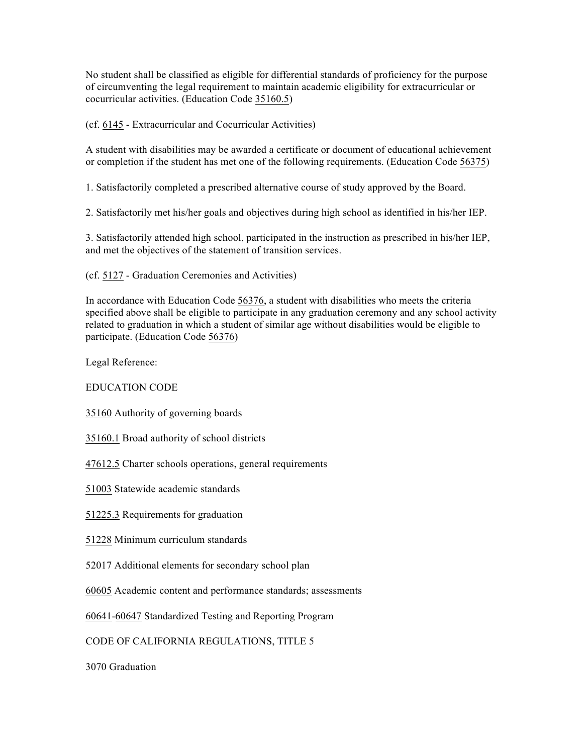No student shall be classified as eligible for differential standards of proficiency for the purpose of circumventing the legal requirement to maintain academic eligibility for extracurricular or cocurricular activities. (Education Code 35160.5)

(cf. 6145 - Extracurricular and Cocurricular Activities)

A student with disabilities may be awarded a certificate or document of educational achievement or completion if the student has met one of the following requirements. (Education Code 56375)

1. Satisfactorily completed a prescribed alternative course of study approved by the Board.

2. Satisfactorily met his/her goals and objectives during high school as identified in his/her IEP.

3. Satisfactorily attended high school, participated in the instruction as prescribed in his/her IEP, and met the objectives of the statement of transition services.

(cf. 5127 - Graduation Ceremonies and Activities)

In accordance with Education Code 56376, a student with disabilities who meets the criteria specified above shall be eligible to participate in any graduation ceremony and any school activity related to graduation in which a student of similar age without disabilities would be eligible to participate. (Education Code 56376)

Legal Reference:

EDUCATION CODE

35160 Authority of governing boards

35160.1 Broad authority of school districts

47612.5 Charter schools operations, general requirements

51003 Statewide academic standards

51225.3 Requirements for graduation

51228 Minimum curriculum standards

52017 Additional elements for secondary school plan

60605 Academic content and performance standards; assessments

60641-60647 Standardized Testing and Reporting Program

CODE OF CALIFORNIA REGULATIONS, TITLE 5

3070 Graduation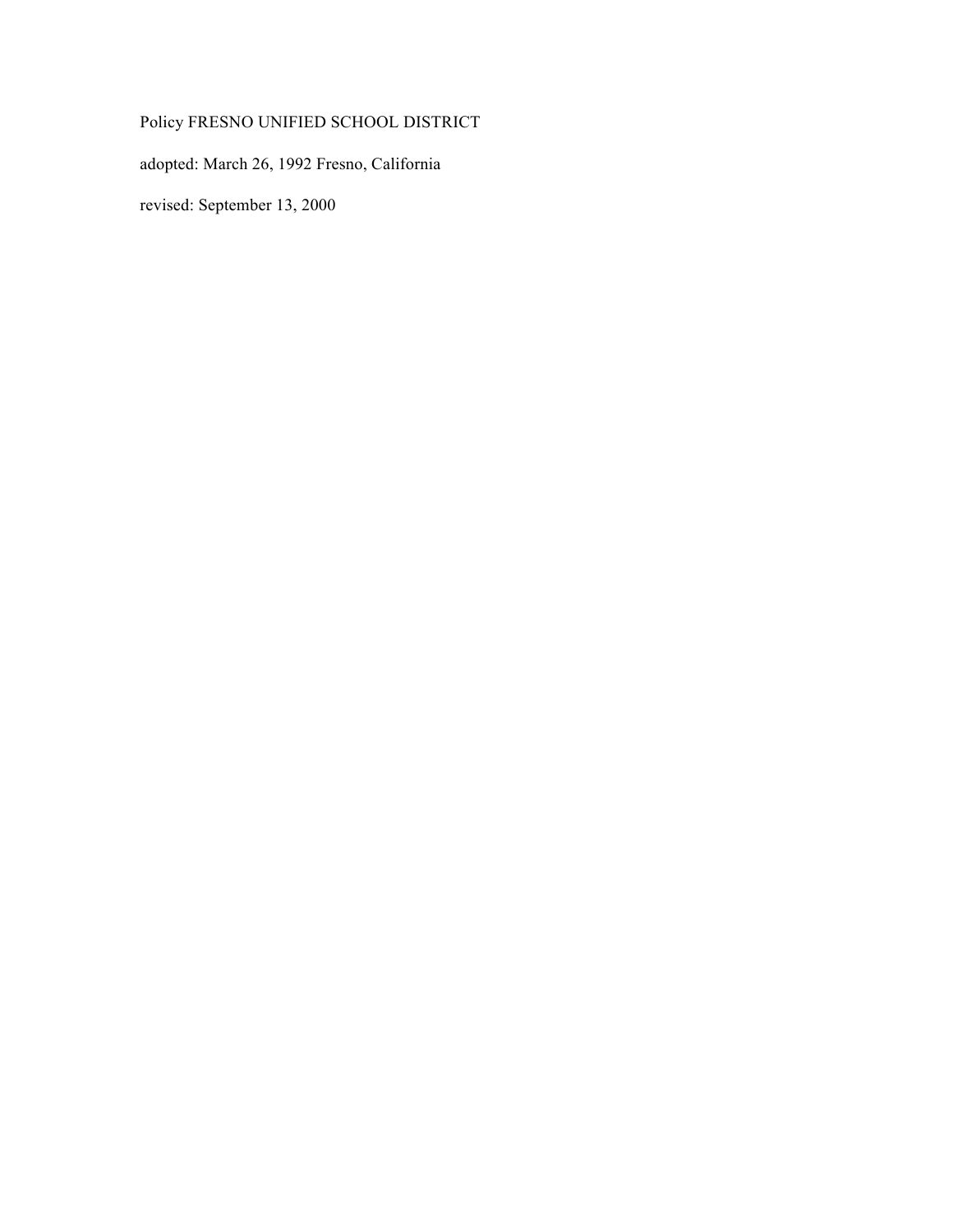Policy FRESNO UNIFIED SCHOOL DISTRICT

adopted: March 26, 1992 Fresno, California

revised: September 13, 2000